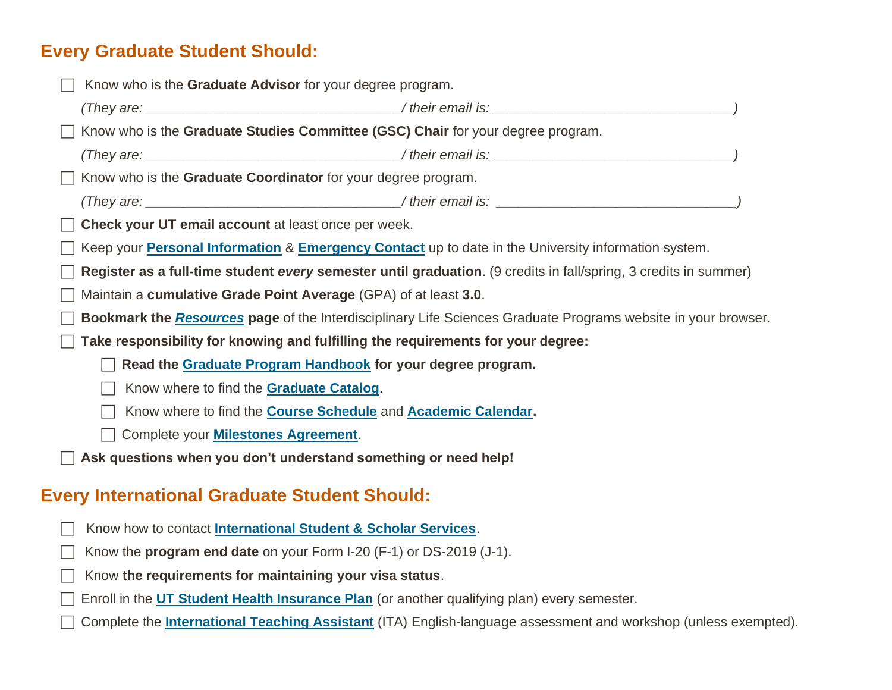## Every Graduate Student Should:

- [ ] Know who is the **Graduate Advisor** for your degree program.
  *(They are: _________________________________/ their email is: _______________________________)*
- [ ] Know who is the **Graduate Studies Committee (GSC) Chair** for your degree program.
  *(They are: _________________________________/ their email is: _______________________________)*
- [ ] Know who is the **Graduate Coordinator** for your degree program.
  *(They are: _________________________________/ their email is: _______________________________)*
- [ ] **Check your UT email account** at least once per week.
- [ ] Keep your **Personal Information** & **Emergency Contact** up to date in the University information system.
- [ ] **Register as a full-time student *every* semester until graduation**. (9 credits in fall/spring, 3 credits in summer)
- [ ] Maintain a **cumulative Grade Point Average** (GPA) of at least **3.0**.
- [ ] **Bookmark the *Resources* page** of the Interdisciplinary Life Sciences Graduate Programs website in your browser.
- [ ] **Take responsibility for knowing and fulfilling the requirements for your degree:**
  - [ ] **Read the Graduate Program Handbook for your degree program.**
  - [ ] Know where to find the **Graduate Catalog**.
  - [ ] Know where to find the **Course Schedule** and **Academic Calendar**.
  - [ ] Complete your **Milestones Agreement**.
- [ ] **Ask questions when you don't understand something or need help!**

## Every International Graduate Student Should:

- [ ] Know how to contact **International Student & Scholar Services**.
- [ ] Know the **program end date** on your Form I-20 (F-1) or DS-2019 (J-1).
- [ ] Know **the requirements for maintaining your visa status**.
- [ ] Enroll in the **UT Student Health Insurance Plan** (or another qualifying plan) every semester.
- [ ] Complete the **International Teaching Assistant** (ITA) English-language assessment and workshop (unless exempted).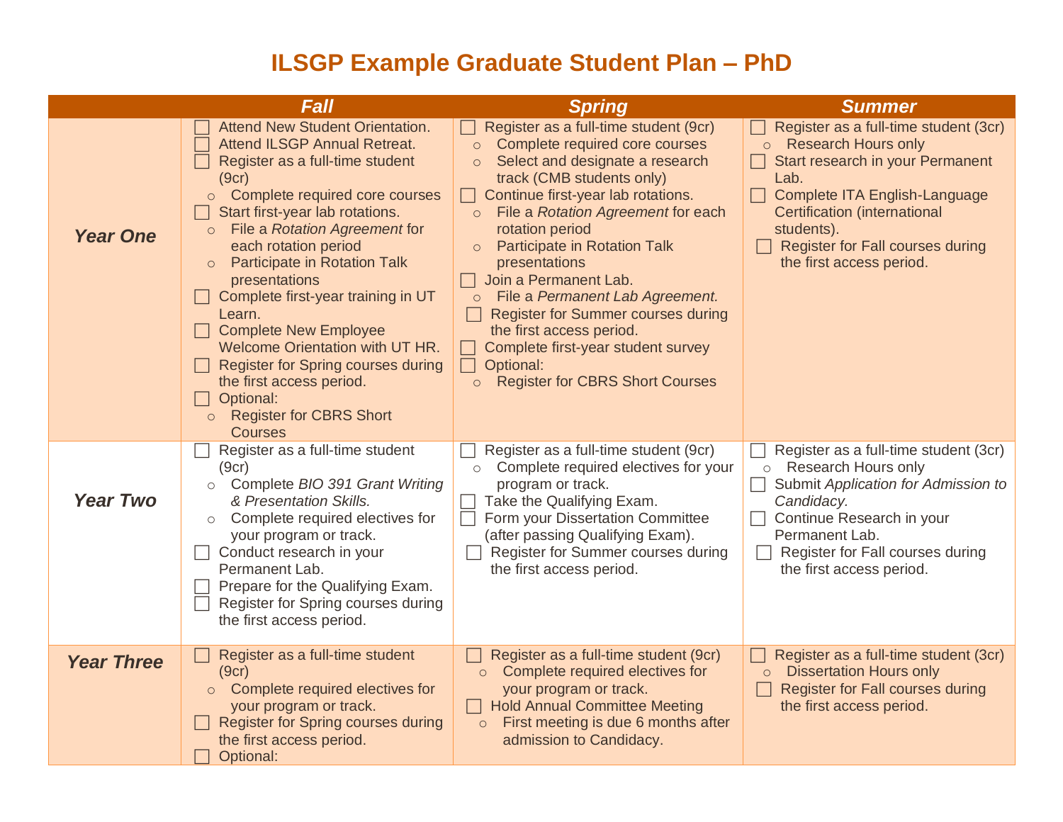# ILSGP Example Graduate Student Plan – PhD

| | Fall | Spring | Summer |
|---|---|---|---|
| **Year One** | ☐ Attend New Student Orientation.<br>☐ Attend ILSGP Annual Retreat.<br>☐ Register as a full-time student (9cr)<br>○ Complete required core courses<br>☐ Start first-year lab rotations.<br>○ File a *Rotation Agreement* for each rotation period<br>○ Participate in Rotation Talk presentations<br>☐ Complete first-year training in UT Learn.<br>☐ Complete New Employee Welcome Orientation with UT HR.<br>☐ Register for Spring courses during the first access period.<br>☐ Optional:<br>○ Register for CBRS Short Courses | ☐ Register as a full-time student (9cr)<br>○ Complete required core courses<br>○ Select and designate a research track (CMB students only)<br>☐ Continue first-year lab rotations.<br>○ File a *Rotation Agreement* for each rotation period<br>○ Participate in Rotation Talk presentations<br>☐ Join a Permanent Lab.<br>○ File a *Permanent Lab Agreement.*<br>☐ Register for Summer courses during the first access period.<br>☐ Complete first-year student survey<br>☐ Optional:<br>○ Register for CBRS Short Courses | ☐ Register as a full-time student (3cr)<br>○ Research Hours only<br>☐ Start research in your Permanent Lab.<br>☐ Complete ITA English-Language Certification (international students).<br>☐ Register for Fall courses during the first access period. |
| **Year Two** | ☐ Register as a full-time student (9cr)<br>○ Complete *BIO 391 Grant Writing & Presentation Skills.*<br>○ Complete required electives for your program or track.<br>☐ Conduct research in your Permanent Lab.<br>☐ Prepare for the Qualifying Exam.<br>☐ Register for Spring courses during the first access period. | ☐ Register as a full-time student (9cr)<br>○ Complete required electives for your program or track.<br>☐ Take the Qualifying Exam.<br>☐ Form your Dissertation Committee (after passing Qualifying Exam).<br>☐ Register for Summer courses during the first access period. | ☐ Register as a full-time student (3cr)<br>○ Research Hours only<br>☐ Submit *Application for Admission to Candidacy.*<br>☐ Continue Research in your Permanent Lab.<br>☐ Register for Fall courses during the first access period. |
| **Year Three** | ☐ Register as a full-time student (9cr)<br>○ Complete required electives for your program or track.<br>☐ Register for Spring courses during the first access period.<br>☐ Optional: | ☐ Register as a full-time student (9cr)<br>○ Complete required electives for your program or track.<br>☐ Hold Annual Committee Meeting<br>○ First meeting is due 6 months after admission to Candidacy. | ☐ Register as a full-time student (3cr)<br>○ Dissertation Hours only<br>☐ Register for Fall courses during the first access period. |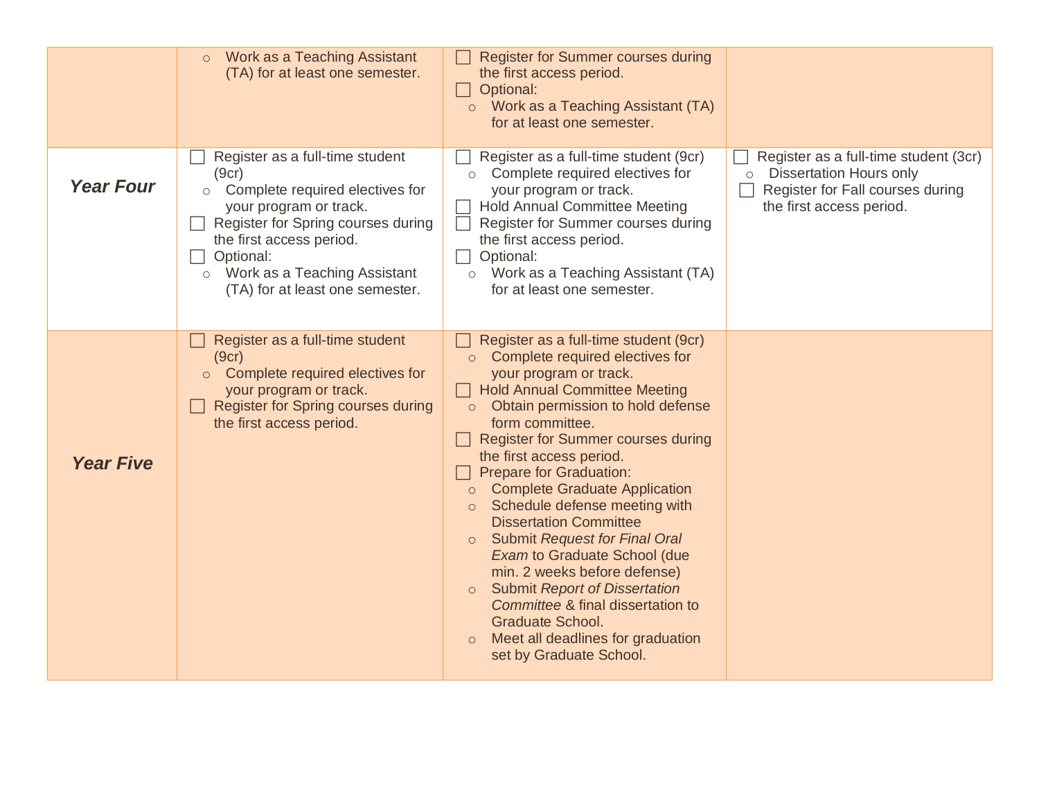| | | | |
|---|---|---|---|
| | ○ Work as a Teaching Assistant (TA) for at least one semester. | ☐ Register for Summer courses during the first access period.<br>☐ Optional:<br>○ Work as a Teaching Assistant (TA) for at least one semester. | |
| ***Year Four*** | ☐ Register as a full-time student (9cr)<br>○ Complete required electives for your program or track.<br>☐ Register for Spring courses during the first access period.<br>☐ Optional:<br>○ Work as a Teaching Assistant (TA) for at least one semester. | ☐ Register as a full-time student (9cr)<br>○ Complete required electives for your program or track.<br>☐ Hold Annual Committee Meeting<br>☐ Register for Summer courses during the first access period.<br>☐ Optional:<br>○ Work as a Teaching Assistant (TA) for at least one semester. | ☐ Register as a full-time student (3cr)<br>○ Dissertation Hours only<br>☐ Register for Fall courses during the first access period. |
| ***Year Five*** | ☐ Register as a full-time student (9cr)<br>○ Complete required electives for your program or track.<br>☐ Register for Spring courses during the first access period. | ☐ Register as a full-time student (9cr)<br>○ Complete required electives for your program or track.<br>☐ Hold Annual Committee Meeting<br>○ Obtain permission to hold defense form committee.<br>☐ Register for Summer courses during the first access period.<br>☐ Prepare for Graduation:<br>○ Complete Graduate Application<br>○ Schedule defense meeting with Dissertation Committee<br>○ Submit *Request for Final Oral Exam* to Graduate School (due min. 2 weeks before defense)<br>○ Submit *Report of Dissertation Committee* & final dissertation to Graduate School.<br>○ Meet all deadlines for graduation set by Graduate School. | |